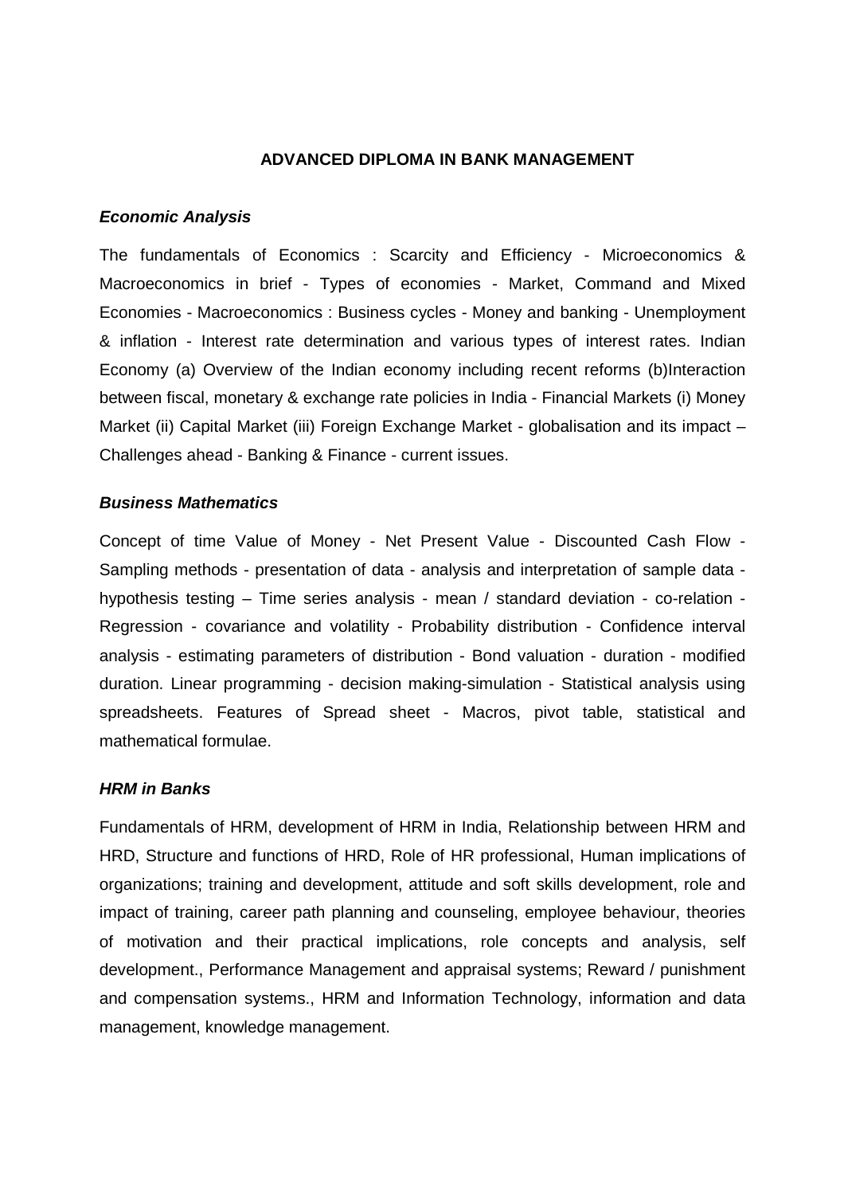# ADVANCED DIPLOMA IN BANK MANAGEMENT

### ***Economic Analysis***

The fundamentals of Economics : Scarcity and Efficiency - Microeconomics & Macroeconomics in brief - Types of economies - Market, Command and Mixed Economies - Macroeconomics : Business cycles - Money and banking - Unemployment & inflation - Interest rate determination and various types of interest rates. Indian Economy (a) Overview of the Indian economy including recent reforms (b)Interaction between fiscal, monetary & exchange rate policies in India - Financial Markets (i) Money Market (ii) Capital Market (iii) Foreign Exchange Market - globalisation and its impact – Challenges ahead - Banking & Finance - current issues.

### ***Business Mathematics***

Concept of time Value of Money - Net Present Value - Discounted Cash Flow - Sampling methods - presentation of data - analysis and interpretation of sample data - hypothesis testing – Time series analysis - mean / standard deviation - co-relation - Regression - covariance and volatility - Probability distribution - Confidence interval analysis - estimating parameters of distribution - Bond valuation - duration - modified duration. Linear programming - decision making-simulation - Statistical analysis using spreadsheets. Features of Spread sheet - Macros, pivot table, statistical and mathematical formulae.

### ***HRM in Banks***

Fundamentals of HRM, development of HRM in India, Relationship between HRM and HRD, Structure and functions of HRD, Role of HR professional, Human implications of organizations; training and development, attitude and soft skills development, role and impact of training, career path planning and counseling, employee behaviour, theories of motivation and their practical implications, role concepts and analysis, self development., Performance Management and appraisal systems; Reward / punishment and compensation systems., HRM and Information Technology, information and data management, knowledge management.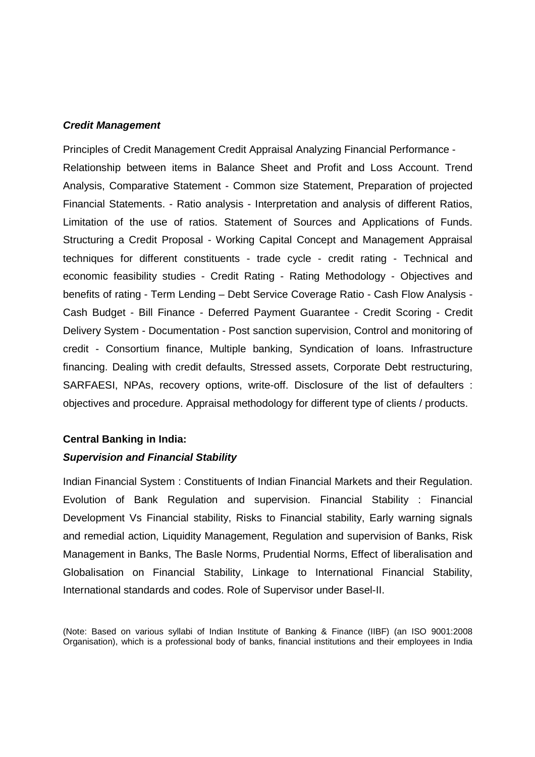***Credit Management***

Principles of Credit Management Credit Appraisal Analyzing Financial Performance - Relationship between items in Balance Sheet and Profit and Loss Account. Trend Analysis, Comparative Statement - Common size Statement, Preparation of projected Financial Statements. - Ratio analysis - Interpretation and analysis of different Ratios, Limitation of the use of ratios. Statement of Sources and Applications of Funds. Structuring a Credit Proposal - Working Capital Concept and Management Appraisal techniques for different constituents - trade cycle - credit rating - Technical and economic feasibility studies - Credit Rating - Rating Methodology - Objectives and benefits of rating - Term Lending – Debt Service Coverage Ratio - Cash Flow Analysis - Cash Budget - Bill Finance - Deferred Payment Guarantee - Credit Scoring - Credit Delivery System - Documentation - Post sanction supervision, Control and monitoring of credit - Consortium finance, Multiple banking, Syndication of loans. Infrastructure financing. Dealing with credit defaults, Stressed assets, Corporate Debt restructuring, SARFAESI, NPAs, recovery options, write-off. Disclosure of the list of defaulters : objectives and procedure. Appraisal methodology for different type of clients / products.

**Central Banking in India:**

***Supervision and Financial Stability***

Indian Financial System : Constituents of Indian Financial Markets and their Regulation. Evolution of Bank Regulation and supervision. Financial Stability : Financial Development Vs Financial stability, Risks to Financial stability, Early warning signals and remedial action, Liquidity Management, Regulation and supervision of Banks, Risk Management in Banks, The Basle Norms, Prudential Norms, Effect of liberalisation and Globalisation on Financial Stability, Linkage to International Financial Stability, International standards and codes. Role of Supervisor under Basel-II.

(Note: Based on various syllabi of Indian Institute of Banking & Finance (IIBF) (an ISO 9001:2008 Organisation), which is a professional body of banks, financial institutions and their employees in India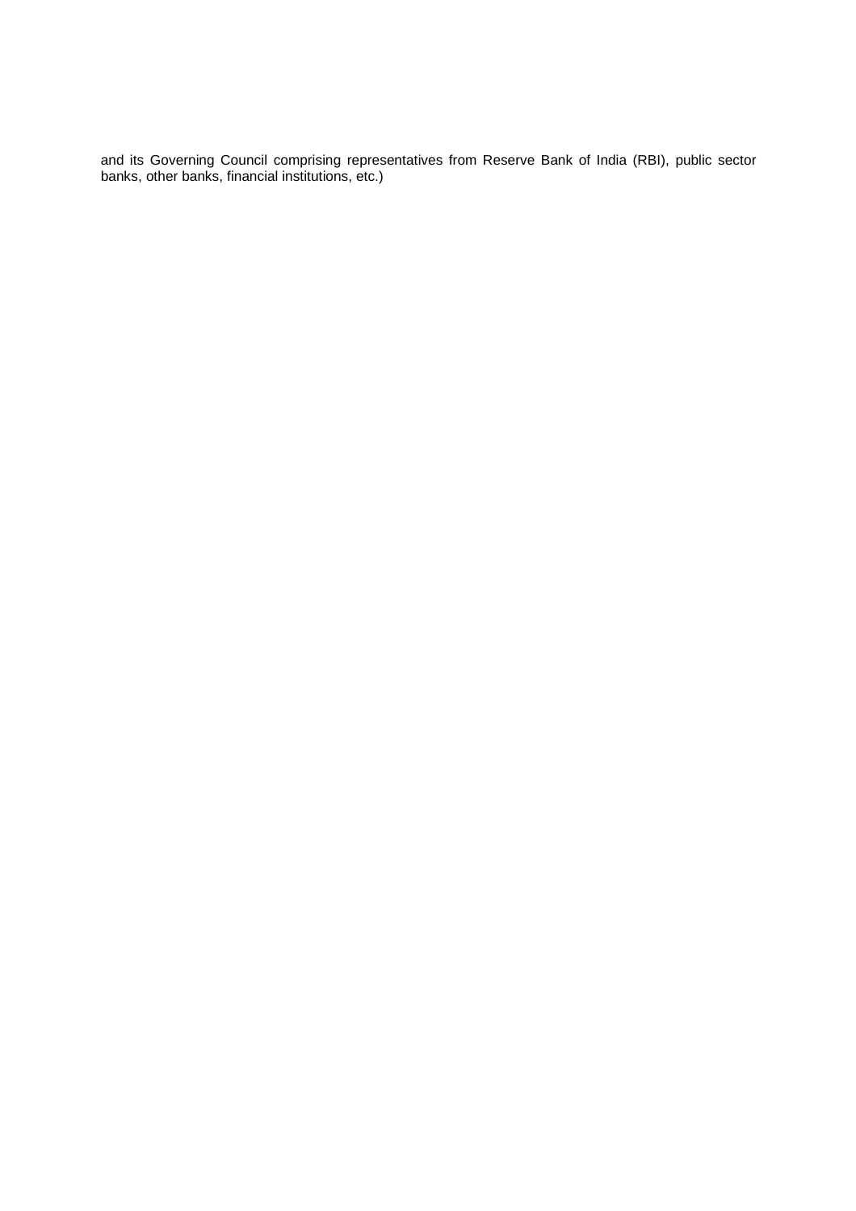and its Governing Council comprising representatives from Reserve Bank of India (RBI), public sector banks, other banks, financial institutions, etc.)